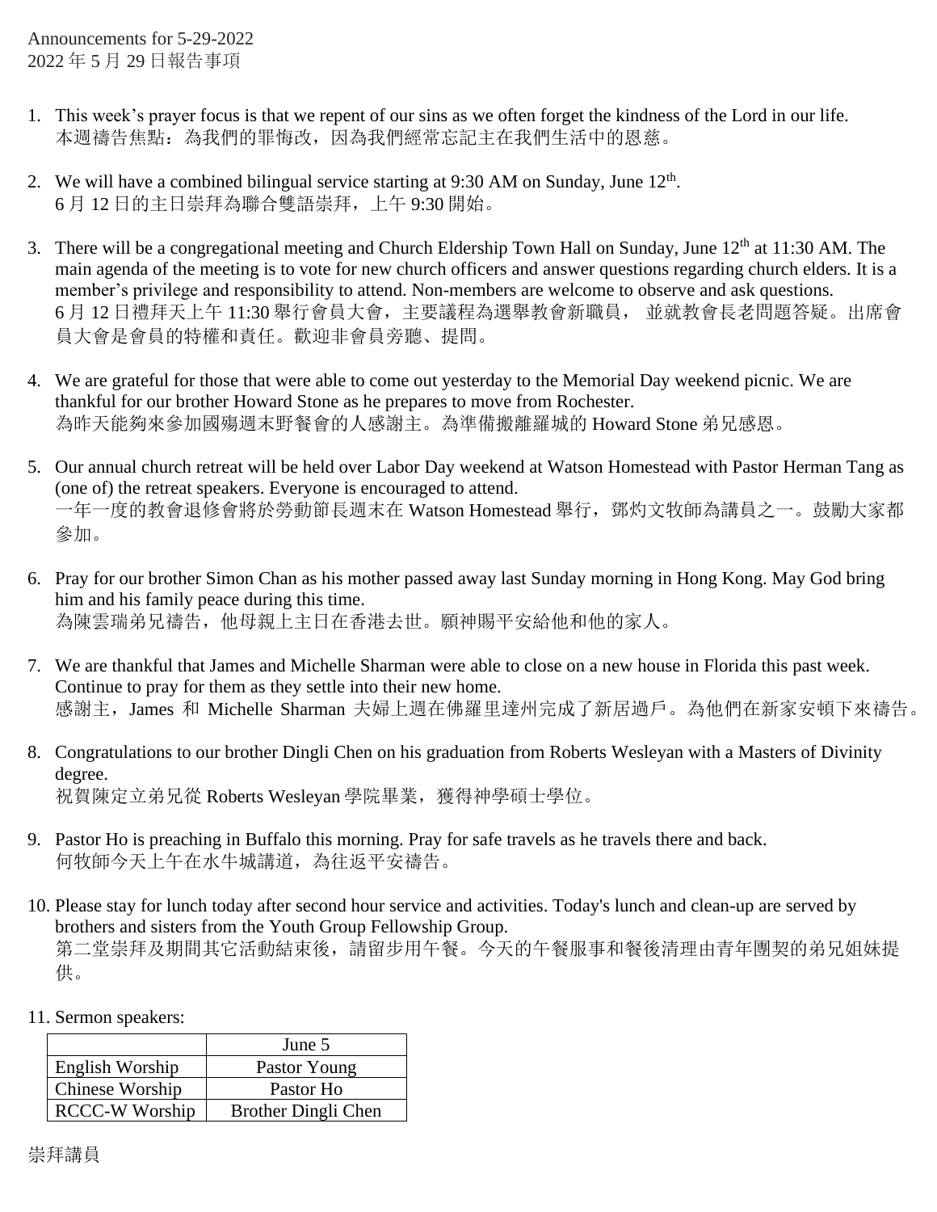Announcements for 5-29-2022
2022 年 5 月 29 日報告事項

1. This week's prayer focus is that we repent of our sins as we often forget the kindness of the Lord in our life.
   本週禱告焦點：為我們的罪悔改，因為我們經常忘記主在我們生活中的恩慈。

2. We will have a combined bilingual service starting at 9:30 AM on Sunday, June 12th.
   6 月 12 日的主日崇拜為聯合雙語崇拜，上午 9:30 開始。

3. There will be a congregational meeting and Church Eldership Town Hall on Sunday, June 12th at 11:30 AM. The main agenda of the meeting is to vote for new church officers and answer questions regarding church elders. It is a member's privilege and responsibility to attend. Non-members are welcome to observe and ask questions.
   6 月 12 日禮拜天上午 11:30 舉行會員大會，主要議程為選舉教會新職員， 並就教會長老問題答疑。出席會員大會是會員的特權和責任。歡迎非會員旁聽、提問。

4. We are grateful for those that were able to come out yesterday to the Memorial Day weekend picnic. We are thankful for our brother Howard Stone as he prepares to move from Rochester.
   為昨天能夠來參加國殤週末野餐會的人感謝主。為準備搬離羅城的 Howard Stone 弟兄感恩。

5. Our annual church retreat will be held over Labor Day weekend at Watson Homestead with Pastor Herman Tang as (one of) the retreat speakers. Everyone is encouraged to attend.
   一年一度的教會退修會將於勞動節長週末在 Watson Homestead 舉行，鄧灼文牧師為講員之一。鼓勵大家都參加。

6. Pray for our brother Simon Chan as his mother passed away last Sunday morning in Hong Kong. May God bring him and his family peace during this time.
   為陳雲瑞弟兄禱告，他母親上主日在香港去世。願神賜平安給他和他的家人。

7. We are thankful that James and Michelle Sharman were able to close on a new house in Florida this past week. Continue to pray for them as they settle into their new home.
   感謝主，James 和 Michelle Sharman 夫婦上週在佛羅里達州完成了新居過戶。為他們在新家安頓下來禱告。

8. Congratulations to our brother Dingli Chen on his graduation from Roberts Wesleyan with a Masters of Divinity degree.
   祝賀陳定立弟兄從 Roberts Wesleyan 學院畢業，獲得神學碩士學位。

9. Pastor Ho is preaching in Buffalo this morning. Pray for safe travels as he travels there and back.
   何牧師今天上午在水牛城講道，為往返平安禱告。

10. Please stay for lunch today after second hour service and activities. Today's lunch and clean-up are served by brothers and sisters from the Youth Group Fellowship Group.
    第二堂崇拜及期間其它活動結束後，請留步用午餐。今天的午餐服事和餐後清理由青年團契的弟兄姐妹提供。

11. Sermon speakers:

|  | June 5 |
|---|---|
| English Worship | Pastor Young |
| Chinese Worship | Pastor Ho |
| RCCC-W Worship | Brother Dingli Chen |

崇拜講員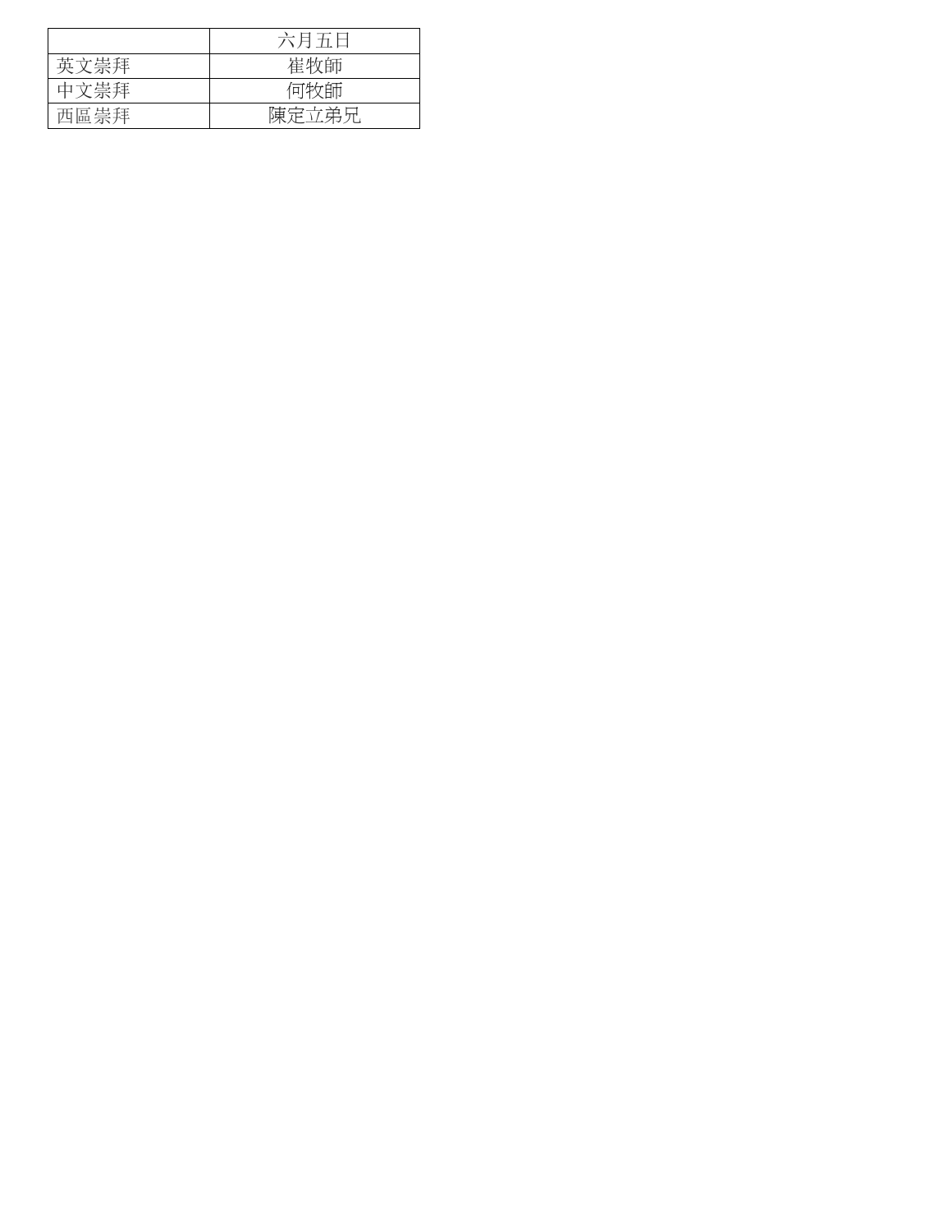| | 六月五日 |
|---|---|
| 英文崇拜 | 崔牧師 |
| 中文崇拜 | 何牧師 |
| 西區崇拜 | 陳定立弟兄 |